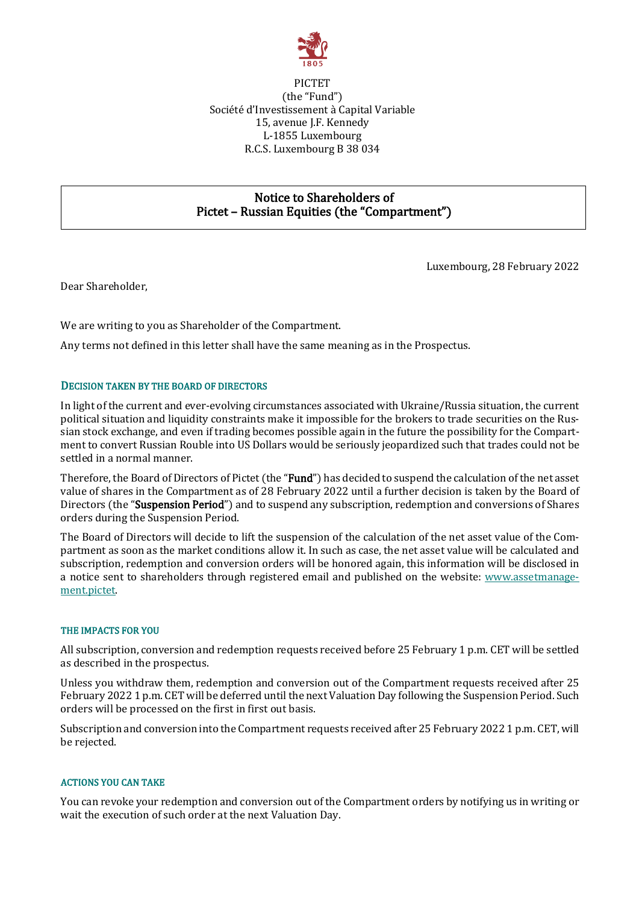PICTET
(the "Fund")
Société d'Investissement à Capital Variable
15, avenue J.F. Kennedy
L-1855 Luxembourg
R.C.S. Luxembourg B 38 034

# Notice to Shareholders of Pictet – Russian Equities (the "Compartment")

Luxembourg, 28 February 2022

Dear Shareholder,

We are writing to you as Shareholder of the Compartment.

Any terms not defined in this letter shall have the same meaning as in the Prospectus.

## DECISION TAKEN BY THE BOARD OF DIRECTORS

In light of the current and ever-evolving circumstances associated with Ukraine/Russia situation, the current political situation and liquidity constraints make it impossible for the brokers to trade securities on the Russian stock exchange, and even if trading becomes possible again in the future the possibility for the Compartment to convert Russian Rouble into US Dollars would be seriously jeopardized such that trades could not be settled in a normal manner.

Therefore, the Board of Directors of Pictet (the "**Fund**") has decided to suspend the calculation of the net asset value of shares in the Compartment as of 28 February 2022 until a further decision is taken by the Board of Directors (the "**Suspension Period**") and to suspend any subscription, redemption and conversions of Shares orders during the Suspension Period.

The Board of Directors will decide to lift the suspension of the calculation of the net asset value of the Compartment as soon as the market conditions allow it. In such as case, the net asset value will be calculated and subscription, redemption and conversion orders will be honored again, this information will be disclosed in a notice sent to shareholders through registered email and published on the website: www.assetmanagement.pictet.

## THE IMPACTS FOR YOU

All subscription, conversion and redemption requests received before 25 February 1 p.m. CET will be settled as described in the prospectus.

Unless you withdraw them, redemption and conversion out of the Compartment requests received after 25 February 2022 1 p.m. CET will be deferred until the next Valuation Day following the Suspension Period. Such orders will be processed on the first in first out basis.

Subscription and conversion into the Compartment requests received after 25 February 2022 1 p.m. CET, will be rejected.

## ACTIONS YOU CAN TAKE

You can revoke your redemption and conversion out of the Compartment orders by notifying us in writing or wait the execution of such order at the next Valuation Day.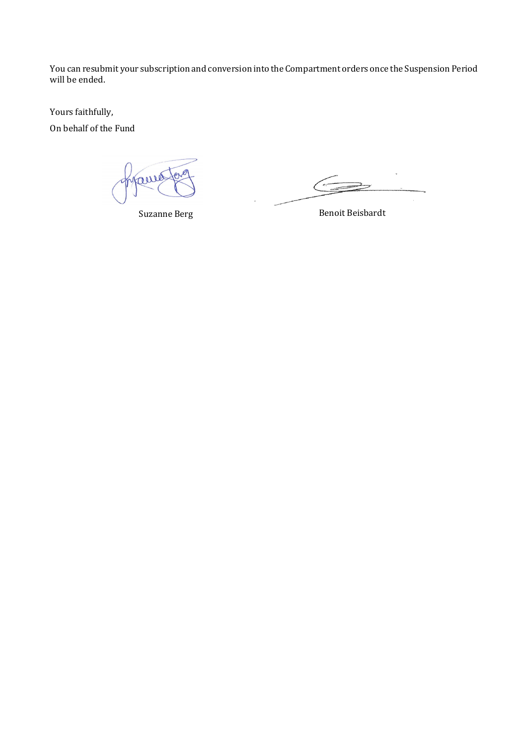You can resubmit your subscription and conversion into the Compartment orders once the Suspension Period will be ended.

Yours faithfully,

On behalf of the Fund

Suzanne Berg

Benoit Beisbardt